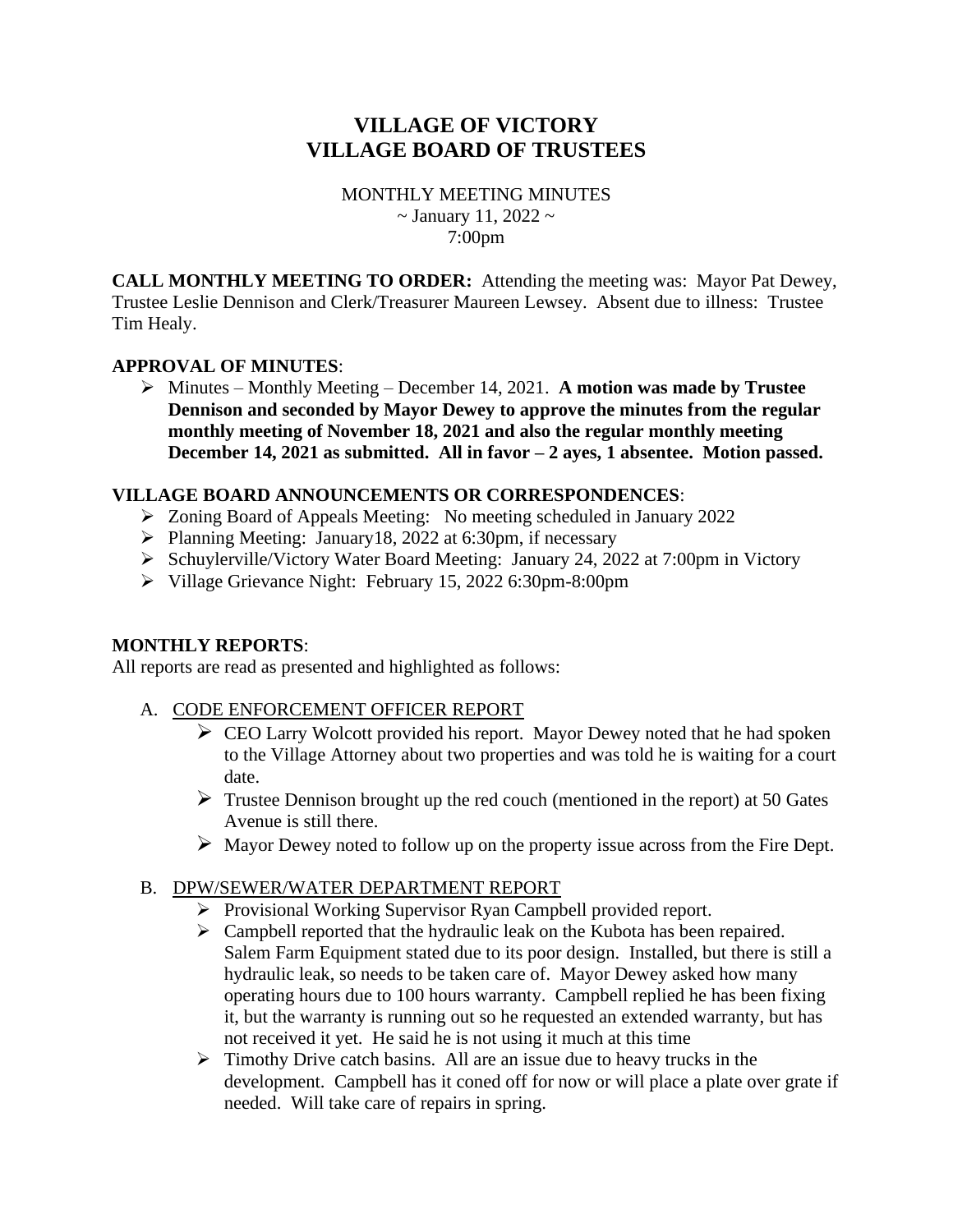# VILLAGE OF VICTORY
# VILLAGE BOARD OF TRUSTEES

MONTHLY MEETING MINUTES
~ January 11, 2022 ~
7:00pm

**CALL MONTHLY MEETING TO ORDER:** Attending the meeting was: Mayor Pat Dewey, Trustee Leslie Dennison and Clerk/Treasurer Maureen Lewsey. Absent due to illness: Trustee Tim Healy.

## APPROVAL OF MINUTES:

- Minutes – Monthly Meeting – December 14, 2021. **A motion was made by Trustee Dennison and seconded by Mayor Dewey to approve the minutes from the regular monthly meeting of November 18, 2021 and also the regular monthly meeting December 14, 2021 as submitted. All in favor – 2 ayes, 1 absentee. Motion passed.**

## VILLAGE BOARD ANNOUNCEMENTS OR CORRESPONDENCES:

- Zoning Board of Appeals Meeting: No meeting scheduled in January 2022
- Planning Meeting: January18, 2022 at 6:30pm, if necessary
- Schuylerville/Victory Water Board Meeting: January 24, 2022 at 7:00pm in Victory
- Village Grievance Night: February 15, 2022 6:30pm-8:00pm

## MONTHLY REPORTS:

All reports are read as presented and highlighted as follows:

A. CODE ENFORCEMENT OFFICER REPORT

- CEO Larry Wolcott provided his report. Mayor Dewey noted that he had spoken to the Village Attorney about two properties and was told he is waiting for a court date.
- Trustee Dennison brought up the red couch (mentioned in the report) at 50 Gates Avenue is still there.
- Mayor Dewey noted to follow up on the property issue across from the Fire Dept.

B. DPW/SEWER/WATER DEPARTMENT REPORT

- Provisional Working Supervisor Ryan Campbell provided report.
- Campbell reported that the hydraulic leak on the Kubota has been repaired. Salem Farm Equipment stated due to its poor design. Installed, but there is still a hydraulic leak, so needs to be taken care of. Mayor Dewey asked how many operating hours due to 100 hours warranty. Campbell replied he has been fixing it, but the warranty is running out so he requested an extended warranty, but has not received it yet. He said he is not using it much at this time
- Timothy Drive catch basins. All are an issue due to heavy trucks in the development. Campbell has it coned off for now or will place a plate over grate if needed. Will take care of repairs in spring.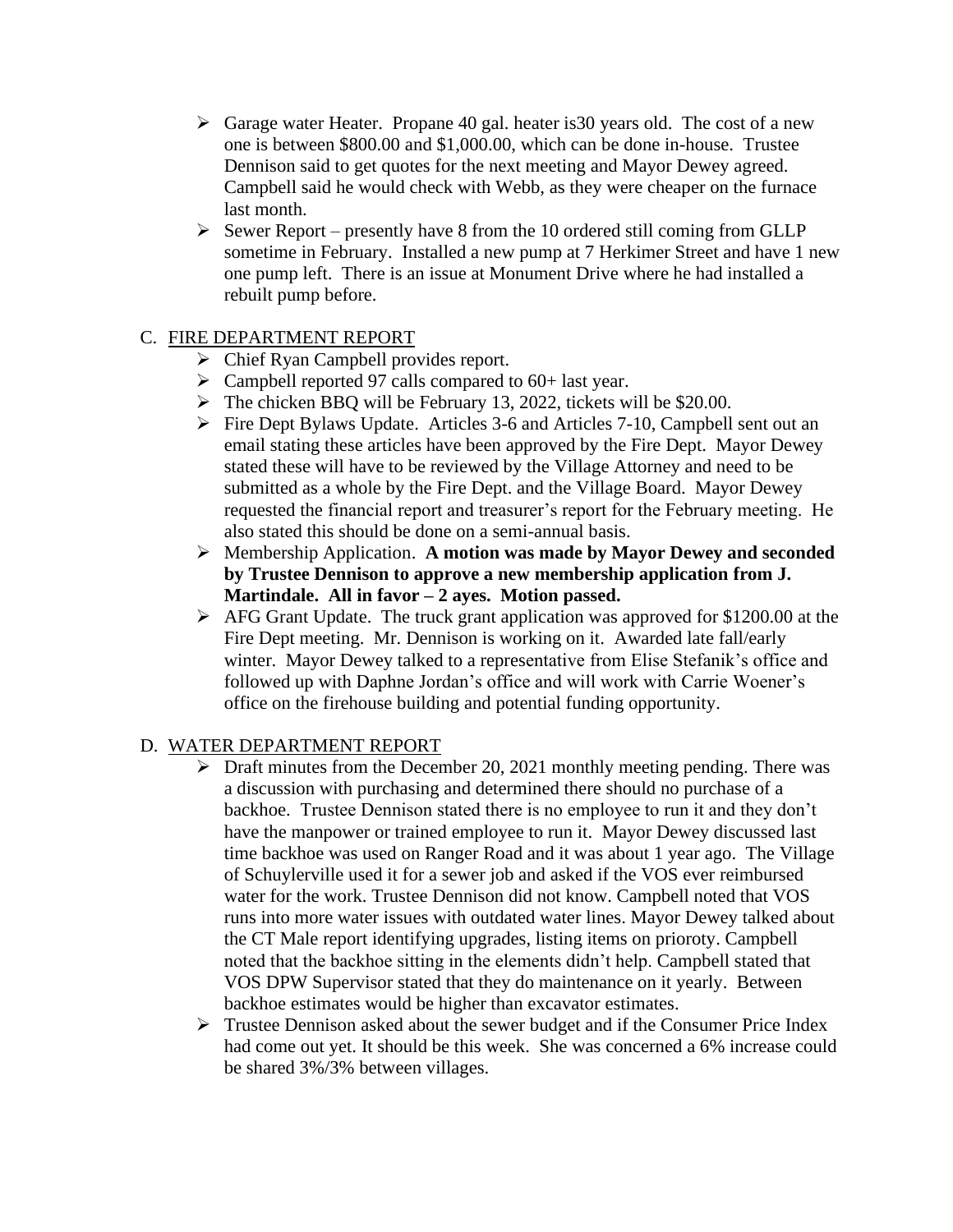- Garage water Heater. Propane 40 gal. heater is30 years old. The cost of a new one is between $800.00 and $1,000.00, which can be done in-house. Trustee Dennison said to get quotes for the next meeting and Mayor Dewey agreed. Campbell said he would check with Webb, as they were cheaper on the furnace last month.
- Sewer Report – presently have 8 from the 10 ordered still coming from GLLP sometime in February. Installed a new pump at 7 Herkimer Street and have 1 new one pump left. There is an issue at Monument Drive where he had installed a rebuilt pump before.

C. FIRE DEPARTMENT REPORT

- Chief Ryan Campbell provides report.
- Campbell reported 97 calls compared to 60+ last year.
- The chicken BBQ will be February 13, 2022, tickets will be $20.00.
- Fire Dept Bylaws Update. Articles 3-6 and Articles 7-10, Campbell sent out an email stating these articles have been approved by the Fire Dept. Mayor Dewey stated these will have to be reviewed by the Village Attorney and need to be submitted as a whole by the Fire Dept. and the Village Board. Mayor Dewey requested the financial report and treasurer's report for the February meeting. He also stated this should be done on a semi-annual basis.
- Membership Application. **A motion was made by Mayor Dewey and seconded by Trustee Dennison to approve a new membership application from J. Martindale. All in favor – 2 ayes. Motion passed.**
- AFG Grant Update. The truck grant application was approved for $1200.00 at the Fire Dept meeting. Mr. Dennison is working on it. Awarded late fall/early winter. Mayor Dewey talked to a representative from Elise Stefanik's office and followed up with Daphne Jordan's office and will work with Carrie Woener's office on the firehouse building and potential funding opportunity.

D. WATER DEPARTMENT REPORT

- Draft minutes from the December 20, 2021 monthly meeting pending. There was a discussion with purchasing and determined there should no purchase of a backhoe. Trustee Dennison stated there is no employee to run it and they don't have the manpower or trained employee to run it. Mayor Dewey discussed last time backhoe was used on Ranger Road and it was about 1 year ago. The Village of Schuylerville used it for a sewer job and asked if the VOS ever reimbursed water for the work. Trustee Dennison did not know. Campbell noted that VOS runs into more water issues with outdated water lines. Mayor Dewey talked about the CT Male report identifying upgrades, listing items on prioroty. Campbell noted that the backhoe sitting in the elements didn't help. Campbell stated that VOS DPW Supervisor stated that they do maintenance on it yearly. Between backhoe estimates would be higher than excavator estimates.
- Trustee Dennison asked about the sewer budget and if the Consumer Price Index had come out yet. It should be this week. She was concerned a 6% increase could be shared 3%/3% between villages.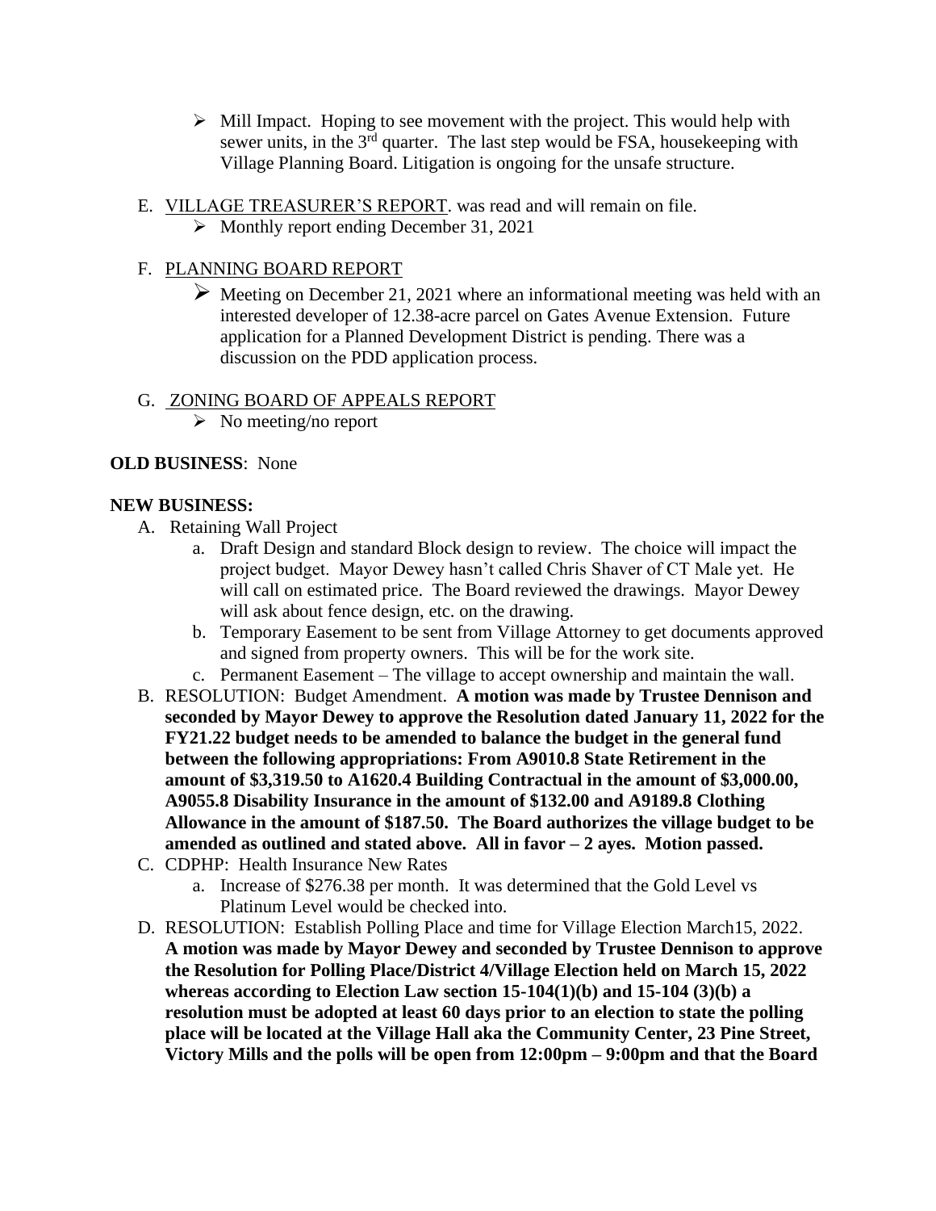- Mill Impact. Hoping to see movement with the project. This would help with sewer units, in the 3rd quarter. The last step would be FSA, housekeeping with Village Planning Board. Litigation is ongoing for the unsafe structure.

E. VILLAGE TREASURER'S REPORT. was read and will remain on file.
   - Monthly report ending December 31, 2021

F. PLANNING BOARD REPORT
   - Meeting on December 21, 2021 where an informational meeting was held with an interested developer of 12.38-acre parcel on Gates Avenue Extension. Future application for a Planned Development District is pending. There was a discussion on the PDD application process.

G. ZONING BOARD OF APPEALS REPORT
   - No meeting/no report

**OLD BUSINESS**: None

**NEW BUSINESS:**

A. Retaining Wall Project
   a. Draft Design and standard Block design to review. The choice will impact the project budget. Mayor Dewey hasn't called Chris Shaver of CT Male yet. He will call on estimated price. The Board reviewed the drawings. Mayor Dewey will ask about fence design, etc. on the drawing.
   b. Temporary Easement to be sent from Village Attorney to get documents approved and signed from property owners. This will be for the work site.
   c. Permanent Easement – The village to accept ownership and maintain the wall.

B. RESOLUTION: Budget Amendment. **A motion was made by Trustee Dennison and seconded by Mayor Dewey to approve the Resolution dated January 11, 2022 for the FY21.22 budget needs to be amended to balance the budget in the general fund between the following appropriations: From A9010.8 State Retirement in the amount of $3,319.50 to A1620.4 Building Contractual in the amount of $3,000.00, A9055.8 Disability Insurance in the amount of $132.00 and A9189.8 Clothing Allowance in the amount of $187.50. The Board authorizes the village budget to be amended as outlined and stated above. All in favor – 2 ayes. Motion passed.**

C. CDPHP: Health Insurance New Rates
   a. Increase of $276.38 per month. It was determined that the Gold Level vs Platinum Level would be checked into.

D. RESOLUTION: Establish Polling Place and time for Village Election March15, 2022. **A motion was made by Mayor Dewey and seconded by Trustee Dennison to approve the Resolution for Polling Place/District 4/Village Election held on March 15, 2022 whereas according to Election Law section 15-104(1)(b) and 15-104 (3)(b) a resolution must be adopted at least 60 days prior to an election to state the polling place will be located at the Village Hall aka the Community Center, 23 Pine Street, Victory Mills and the polls will be open from 12:00pm – 9:00pm and that the Board**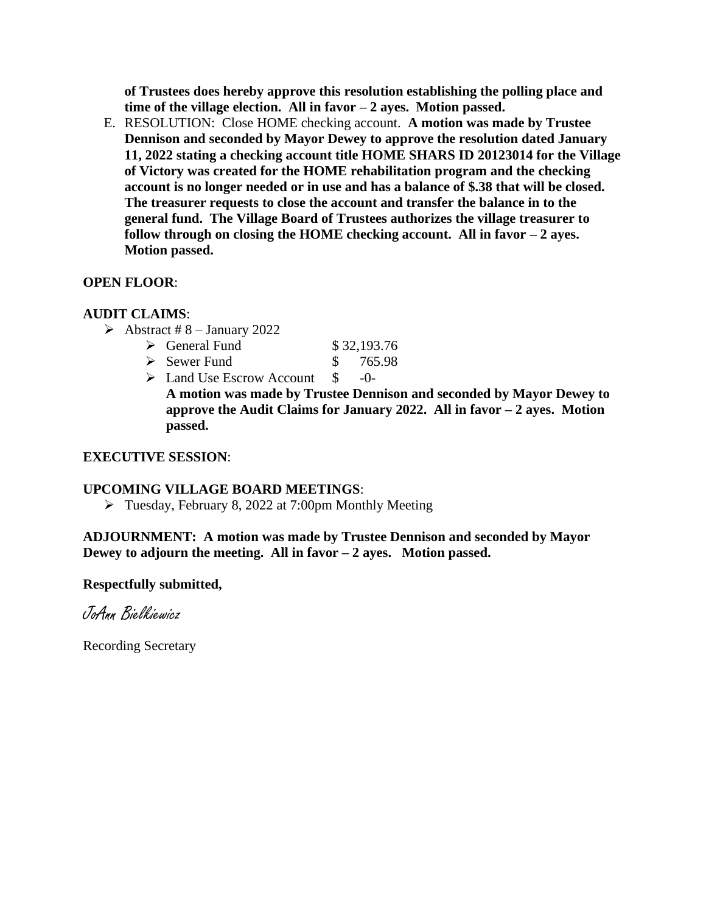**of Trustees does hereby approve this resolution establishing the polling place and time of the village election. All in favor – 2 ayes. Motion passed.**

E. RESOLUTION: Close HOME checking account. **A motion was made by Trustee Dennison and seconded by Mayor Dewey to approve the resolution dated January 11, 2022 stating a checking account title HOME SHARS ID 20123014 for the Village of Victory was created for the HOME rehabilitation program and the checking account is no longer needed or in use and has a balance of $.38 that will be closed. The treasurer requests to close the account and transfer the balance in to the general fund. The Village Board of Trustees authorizes the village treasurer to follow through on closing the HOME checking account. All in favor – 2 ayes. Motion passed.**

**OPEN FLOOR**:

**AUDIT CLAIMS**:

- Abstract # 8 – January 2022
  - General Fund $ 32,193.76
  - Sewer Fund $ 765.98
  - Land Use Escrow Account $ -0-

  **A motion was made by Trustee Dennison and seconded by Mayor Dewey to approve the Audit Claims for January 2022. All in favor – 2 ayes. Motion passed.**

**EXECUTIVE SESSION**:

**UPCOMING VILLAGE BOARD MEETINGS**:

- Tuesday, February 8, 2022 at 7:00pm Monthly Meeting

**ADJOURNMENT: A motion was made by Trustee Dennison and seconded by Mayor Dewey to adjourn the meeting. All in favor – 2 ayes. Motion passed.**

**Respectfully submitted,**

JoAnn Bielkiewicz

Recording Secretary